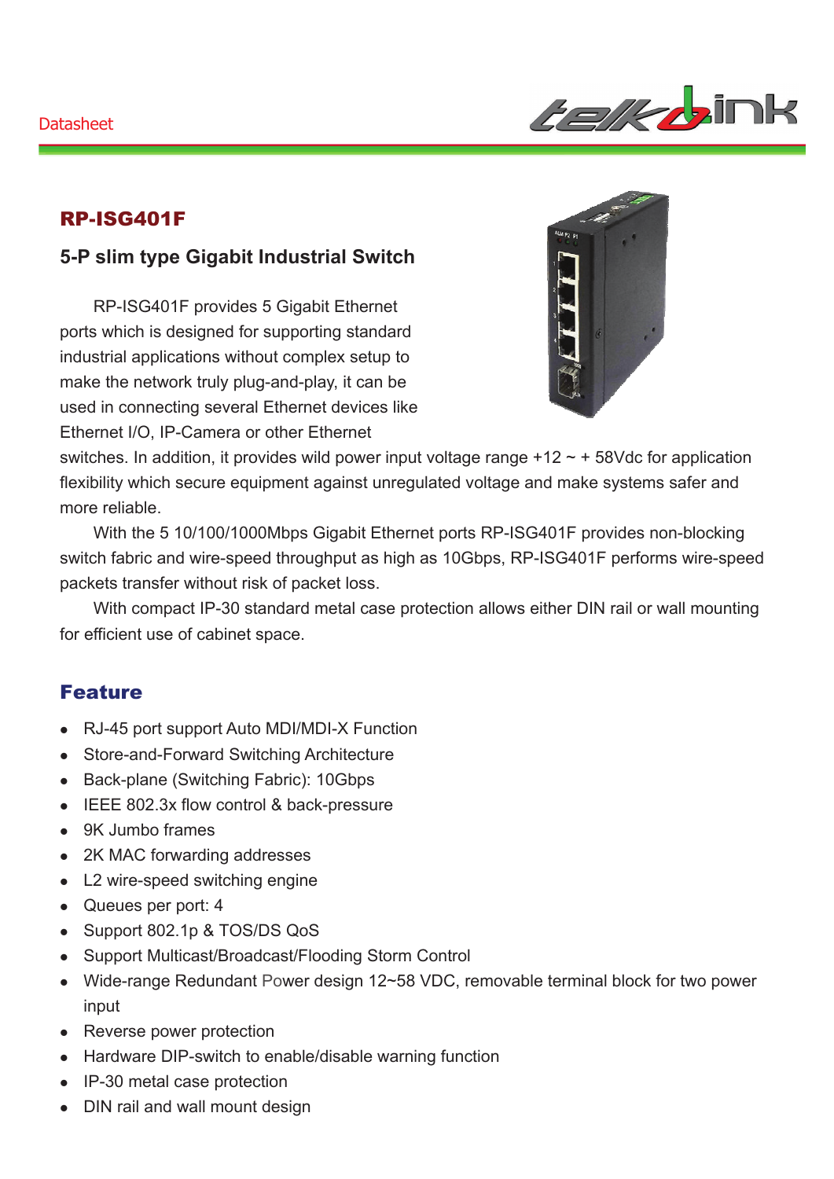Datasheet

## RP-ISG401F

### 5-P slim type Gigabit Industrial Switch

RP-ISG401F provides 5 Gigabit Ethernet ports which is designed for supporting standard industrial applications without complex setup to make the network truly plug-and-play, it can be used in connecting several Ethernet devices like Ethernet I/O, IP-Camera or other Ethernet switches. In addition, it provides wild power input voltage range +12 ~ + 58Vdc for application flexibility which secure equipment against unregulated voltage and make systems safer and more reliable.

With the 5 10/100/1000Mbps Gigabit Ethernet ports RP-ISG401F provides non-blocking switch fabric and wire-speed throughput as high as 10Gbps, RP-ISG401F performs wire-speed packets transfer without risk of packet loss.

With compact IP-30 standard metal case protection allows either DIN rail or wall mounting for efficient use of cabinet space.

## Feature

- RJ-45 port support Auto MDI/MDI-X Function
- Store-and-Forward Switching Architecture
- Back-plane (Switching Fabric): 10Gbps
- IEEE 802.3x flow control & back-pressure
- 9K Jumbo frames
- 2K MAC forwarding addresses
- L2 wire-speed switching engine
- Queues per port: 4
- Support 802.1p & TOS/DS QoS
- Support Multicast/Broadcast/Flooding Storm Control
- Wide-range Redundant Power design 12~58 VDC, removable terminal block for two power input
- Reverse power protection
- Hardware DIP-switch to enable/disable warning function
- IP-30 metal case protection
- DIN rail and wall mount design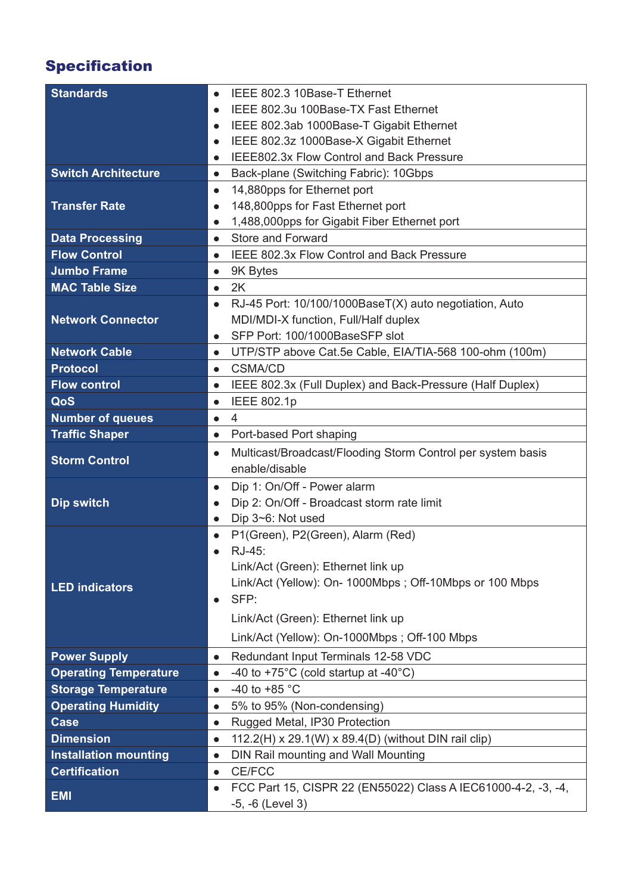## Specification

| | |
|---|---|
| **Standards** | • IEEE 802.3 10Base-T Ethernet<br>• IEEE 802.3u 100Base-TX Fast Ethernet<br>• IEEE 802.3ab 1000Base-T Gigabit Ethernet<br>• IEEE 802.3z 1000Base-X Gigabit Ethernet<br>• IEEE802.3x Flow Control and Back Pressure |
| **Switch Architecture** | • Back-plane (Switching Fabric): 10Gbps |
| **Transfer Rate** | • 14,880pps for Ethernet port<br>• 148,800pps for Fast Ethernet port<br>• 1,488,000pps for Gigabit Fiber Ethernet port |
| **Data Processing** | • Store and Forward |
| **Flow Control** | • IEEE 802.3x Flow Control and Back Pressure |
| **Jumbo Frame** | • 9K Bytes |
| **MAC Table Size** | • 2K |
| **Network Connector** | • RJ-45 Port: 10/100/1000BaseT(X) auto negotiation, Auto MDI/MDI-X function, Full/Half duplex<br>• SFP Port: 100/1000BaseSFP slot |
| **Network Cable** | • UTP/STP above Cat.5e Cable, EIA/TIA-568 100-ohm (100m) |
| **Protocol** | • CSMA/CD |
| **Flow control** | • IEEE 802.3x (Full Duplex) and Back-Pressure (Half Duplex) |
| **QoS** | • IEEE 802.1p |
| **Number of queues** | • 4 |
| **Traffic Shaper** | • Port-based Port shaping |
| **Storm Control** | • Multicast/Broadcast/Flooding Storm Control per system basis enable/disable |
| **Dip switch** | • Dip 1: On/Off - Power alarm<br>• Dip 2: On/Off - Broadcast storm rate limit<br>• Dip 3~6: Not used |
| **LED indicators** | • P1(Green), P2(Green), Alarm (Red)<br>• RJ-45:<br>Link/Act (Green): Ethernet link up<br>Link/Act (Yellow): On- 1000Mbps ; Off-10Mbps or 100 Mbps<br>• SFP:<br>Link/Act (Green): Ethernet link up<br>Link/Act (Yellow): On-1000Mbps ; Off-100 Mbps |
| **Power Supply** | • Redundant Input Terminals 12-58 VDC |
| **Operating Temperature** | • -40 to +75°C (cold startup at -40°C) |
| **Storage Temperature** | • -40 to +85 °C |
| **Operating Humidity** | • 5% to 95% (Non-condensing) |
| **Case** | • Rugged Metal, IP30 Protection |
| **Dimension** | • 112.2(H) x 29.1(W) x 89.4(D) (without DIN rail clip) |
| **Installation mounting** | • DIN Rail mounting and Wall Mounting |
| **Certification** | • CE/FCC |
| **EMI** | • FCC Part 15, CISPR 22 (EN55022) Class A IEC61000-4-2, -3, -4, -5, -6 (Level 3) |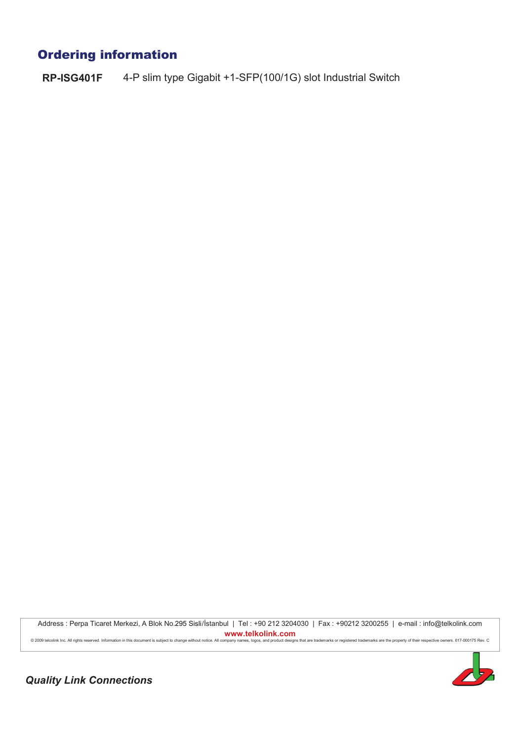## Ordering information

| | |
|---|---|
| **RP-ISG401F** | 4-P slim type Gigabit +1-SFP(100/1G) slot Industrial Switch |

Address : Perpa Ticaret Merkezi, A Blok No.295 Sisli/İstanbul | Tel : +90 212 3204030 | Fax : +90212 3200255 | e-mail : info@telkolink.com

**www.telkolink.com**

© 2009 telcolink Inc. All rights reserved. Information in this document is subject to change without notice. All company names, logos, and product designs that are trademarks or registered trademarks are the property of their respective owners. 617-000175 Rev. C

***Quality Link Connections***